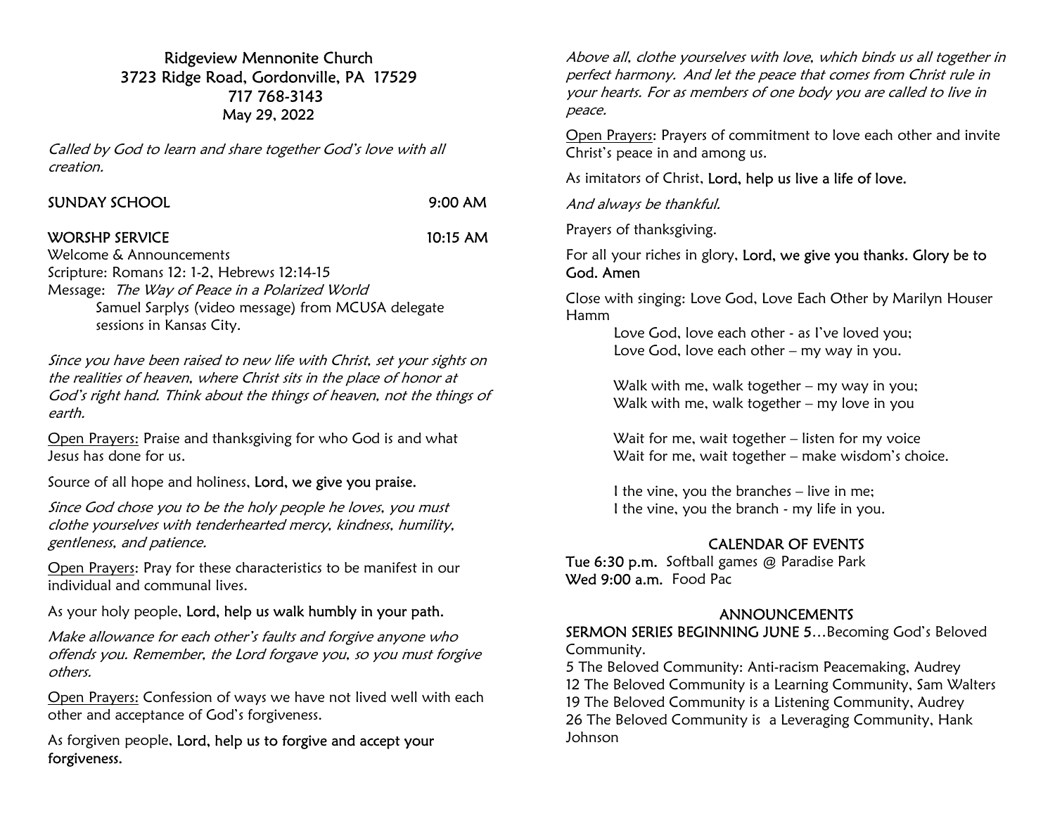# Ridgeview Mennonite Church
3723 Ridge Road, Gordonville, PA 17529
717 768-3143
May 29, 2022

*Called by God to learn and share together God's love with all creation.*

SUNDAY SCHOOL 9:00 AM

WORSHP SERVICE 10:15 AM

Welcome & Announcements
Scripture: Romans 12: 1-2, Hebrews 12:14-15
Message: *The Way of Peace in a Polarized World*
Samuel Sarplys (video message) from MCUSA delegate sessions in Kansas City.

*Since you have been raised to new life with Christ, set your sights on the realities of heaven, where Christ sits in the place of honor at God's right hand. Think about the things of heaven, not the things of earth.*

Open Prayers: Praise and thanksgiving for who God is and what Jesus has done for us.

Source of all hope and holiness, **Lord, we give you praise.**

*Since God chose you to be the holy people he loves, you must clothe yourselves with tenderhearted mercy, kindness, humility, gentleness, and patience.*

Open Prayers: Pray for these characteristics to be manifest in our individual and communal lives.

As your holy people, **Lord, help us walk humbly in your path.**

*Make allowance for each other's faults and forgive anyone who offends you. Remember, the Lord forgave you, so you must forgive others.*

Open Prayers: Confession of ways we have not lived well with each other and acceptance of God's forgiveness.

As forgiven people, **Lord, help us to forgive and accept your forgiveness.**

*Above all, clothe yourselves with love, which binds us all together in perfect harmony. And let the peace that comes from Christ rule in your hearts. For as members of one body you are called to live in peace.*

Open Prayers: Prayers of commitment to love each other and invite Christ's peace in and among us.

As imitators of Christ, **Lord, help us live a life of love.**

*And always be thankful.*

Prayers of thanksgiving.

For all your riches in glory, **Lord, we give you thanks. Glory be to God. Amen**

Close with singing: Love God, Love Each Other by Marilyn Houser Hamm

Love God, love each other - as I've loved you;
Love God, love each other – my way in you.

Walk with me, walk together – my way in you;
Walk with me, walk together – my love in you

Wait for me, wait together – listen for my voice
Wait for me, wait together – make wisdom's choice.

I the vine, you the branches – live in me;
I the vine, you the branch - my life in you.

## CALENDAR OF EVENTS

**Tue 6:30 p.m.** Softball games @ Paradise Park
**Wed 9:00 a.m.** Food Pac

## ANNOUNCEMENTS

**SERMON SERIES BEGINNING JUNE 5**…Becoming God's Beloved Community.
5 The Beloved Community: Anti-racism Peacemaking, Audrey
12 The Beloved Community is a Learning Community, Sam Walters
19 The Beloved Community is a Listening Community, Audrey
26 The Beloved Community is a Leveraging Community, Hank Johnson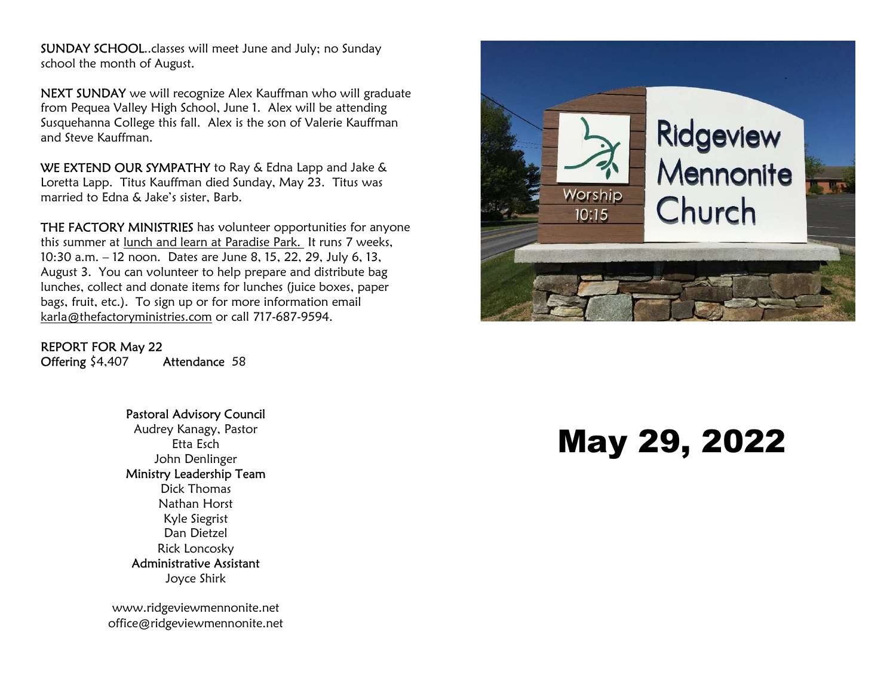**SUNDAY SCHOOL**..classes will meet June and July; no Sunday school the month of August.

**NEXT SUNDAY** we will recognize Alex Kauffman who will graduate from Pequea Valley High School, June 1. Alex will be attending Susquehanna College this fall. Alex is the son of Valerie Kauffman and Steve Kauffman.

**WE EXTEND OUR SYMPATHY** to Ray & Edna Lapp and Jake & Loretta Lapp. Titus Kauffman died Sunday, May 23. Titus was married to Edna & Jake's sister, Barb.

**THE FACTORY MINISTRIES** has volunteer opportunities for anyone this summer at lunch and learn at Paradise Park. It runs 7 weeks, 10:30 a.m. – 12 noon. Dates are June 8, 15, 22, 29, July 6, 13, August 3. You can volunteer to help prepare and distribute bag lunches, collect and donate items for lunches (juice boxes, paper bags, fruit, etc.). To sign up or for more information email karla@thefactoryministries.com or call 717-687-9594.

**REPORT FOR May 22**
**Offering** $4,407 **Attendance** 58

**Pastoral Advisory Council**
Audrey Kanagy, Pastor
Etta Esch
John Denlinger

**Ministry Leadership Team**
Dick Thomas
Nathan Horst
Kyle Siegrist
Dan Dietzel
Rick Loncosky

**Administrative Assistant**
Joyce Shirk

www.ridgeviewmennonite.net
office@ridgeviewmennonite.net

Ridgeview Mennonite Church
Worship 10:15

# May 29, 2022